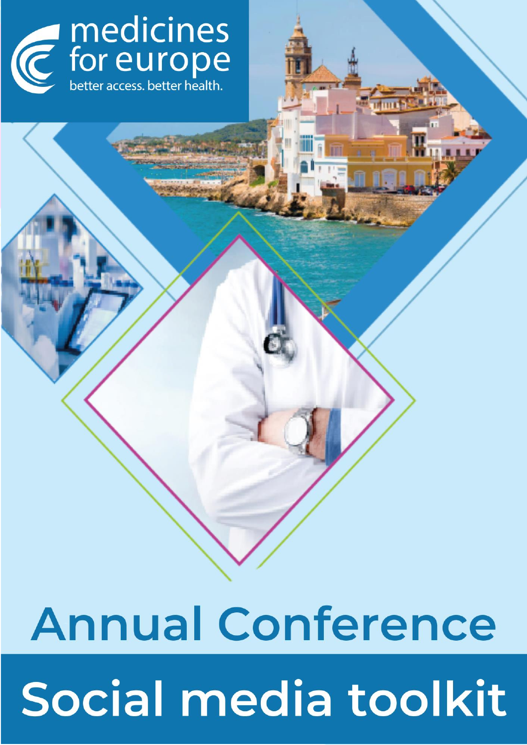medicines for europe

better access. better health.

# Annual Conference

# Social media toolkit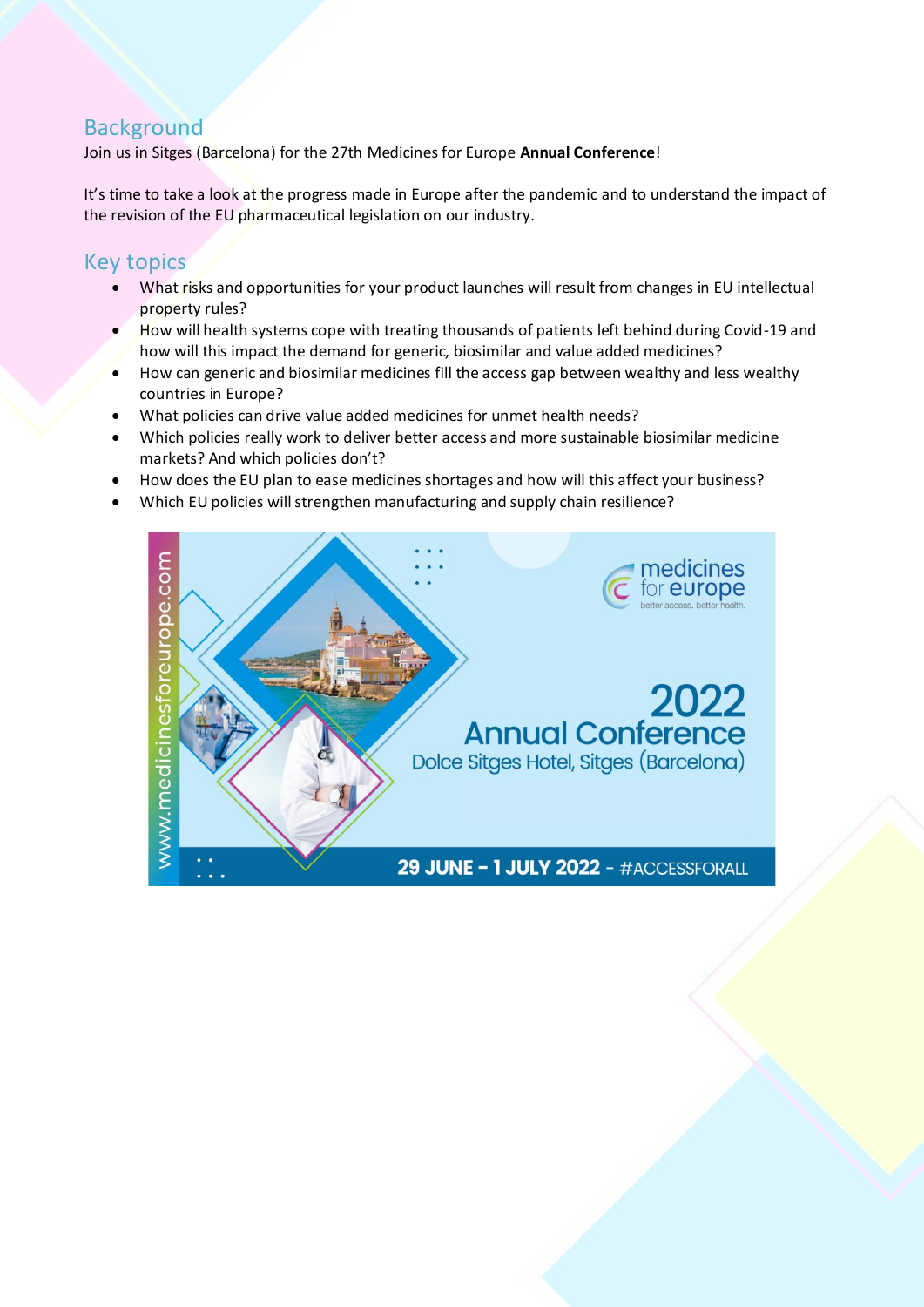## Background

Join us in Sitges (Barcelona) for the 27th Medicines for Europe **Annual Conference**!

It's time to take a look at the progress made in Europe after the pandemic and to understand the impact of the revision of the EU pharmaceutical legislation on our industry.

## Key topics

- What risks and opportunities for your product launches will result from changes in EU intellectual property rules?
- How will health systems cope with treating thousands of patients left behind during Covid-19 and how will this impact the demand for generic, biosimilar and value added medicines?
- How can generic and biosimilar medicines fill the access gap between wealthy and less wealthy countries in Europe?
- What policies can drive value added medicines for unmet health needs?
- Which policies really work to deliver better access and more sustainable biosimilar medicine markets? And which policies don't?
- How does the EU plan to ease medicines shortages and how will this affect your business?
- Which EU policies will strengthen manufacturing and supply chain resilience?

www.medicinesforeurope.com

medicines for europe
better access. better health.

**2022 Annual Conference**

Dolce Sitges Hotel, Sitges (Barcelona)

**29 JUNE – 1 JULY 2022** - #ACCESSFORALL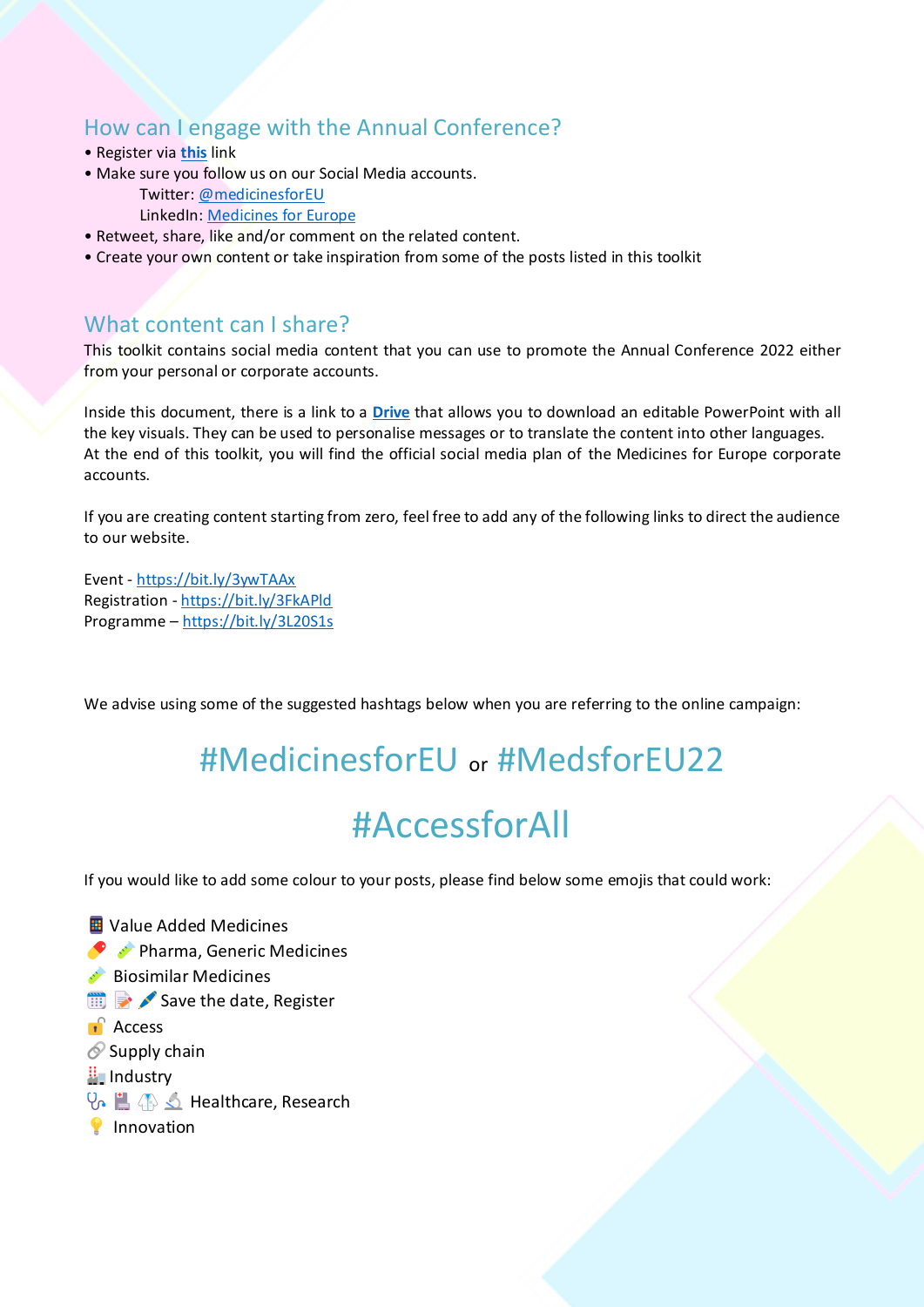## How can I engage with the Annual Conference?

- Register via **this** link
- Make sure you follow us on our Social Media accounts.
  - Twitter: @medicinesforEU
  - LinkedIn: Medicines for Europe
- Retweet, share, like and/or comment on the related content.
- Create your own content or take inspiration from some of the posts listed in this toolkit

## What content can I share?

This toolkit contains social media content that you can use to promote the Annual Conference 2022 either from your personal or corporate accounts.

Inside this document, there is a link to a **Drive** that allows you to download an editable PowerPoint with all the key visuals. They can be used to personalise messages or to translate the content into other languages. At the end of this toolkit, you will find the official social media plan of the Medicines for Europe corporate accounts.

If you are creating content starting from zero, feel free to add any of the following links to direct the audience to our website.

Event - https://bit.ly/3ywTAAx
Registration - https://bit.ly/3FkAPld
Programme – https://bit.ly/3L20S1s

We advise using some of the suggested hashtags below when you are referring to the online campaign:

# #MedicinesforEU or #MedsforEU22

# #AccessforAll

If you would like to add some colour to your posts, please find below some emojis that could work:

🏥 Value Added Medicines
💊 💉 Pharma, Generic Medicines
💉 Biosimilar Medicines
📅 📝 🖊️ Save the date, Register
🔓 Access
🔗 Supply chain
🏭 Industry
🩺 💾 🥼 🔬 Healthcare, Research
💡 Innovation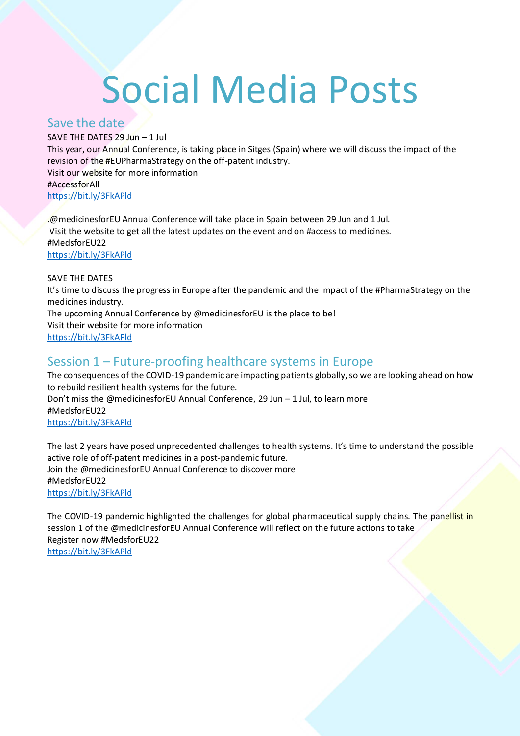# Social Media Posts

## Save the date

SAVE THE DATES 29 Jun – 1 Jul
This year, our Annual Conference, is taking place in Sitges (Spain) where we will discuss the impact of the revision of the #EUPharmaStrategy on the off-patent industry.
Visit our website for more information
#AccessforAll
https://bit.ly/3FkAPld

.@medicinesforEU Annual Conference will take place in Spain between 29 Jun and 1 Jul.
Visit the website to get all the latest updates on the event and on #access to medicines.
#MedsforEU22
https://bit.ly/3FkAPld

SAVE THE DATES
It's time to discuss the progress in Europe after the pandemic and the impact of the #PharmaStrategy on the medicines industry.
The upcoming Annual Conference by @medicinesforEU is the place to be!
Visit their website for more information
https://bit.ly/3FkAPld

## Session 1 – Future-proofing healthcare systems in Europe

The consequences of the COVID-19 pandemic are impacting patients globally, so we are looking ahead on how to rebuild resilient health systems for the future.
Don't miss the @medicinesforEU Annual Conference, 29 Jun – 1 Jul, to learn more
#MedsforEU22
https://bit.ly/3FkAPld

The last 2 years have posed unprecedented challenges to health systems. It's time to understand the possible active role of off-patent medicines in a post-pandemic future.
Join the @medicinesforEU Annual Conference to discover more
#MedsforEU22
https://bit.ly/3FkAPld

The COVID-19 pandemic highlighted the challenges for global pharmaceutical supply chains. The panellist in session 1 of the @medicinesforEU Annual Conference will reflect on the future actions to take
Register now #MedsforEU22
https://bit.ly/3FkAPld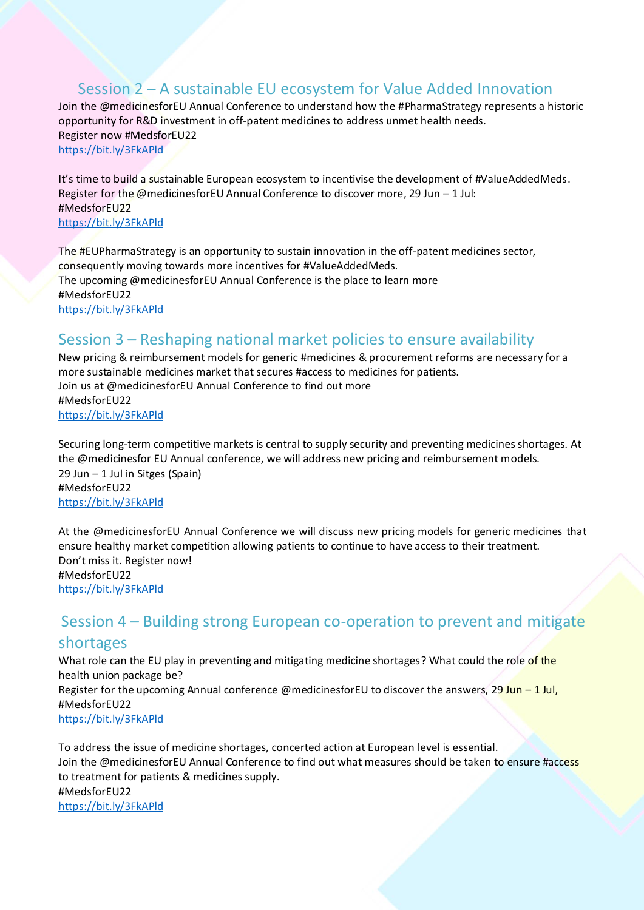## Session 2 – A sustainable EU ecosystem for Value Added Innovation

Join the @medicinesforEU Annual Conference to understand how the #PharmaStrategy represents a historic opportunity for R&D investment in off-patent medicines to address unmet health needs.
Register now #MedsforEU22
https://bit.ly/3FkAPld

It's time to build a sustainable European ecosystem to incentivise the development of #ValueAddedMeds.
Register for the @medicinesforEU Annual Conference to discover more, 29 Jun – 1 Jul:
#MedsforEU22
https://bit.ly/3FkAPld

The #EUPharmaStrategy is an opportunity to sustain innovation in the off-patent medicines sector, consequently moving towards more incentives for #ValueAddedMeds.
The upcoming @medicinesforEU Annual Conference is the place to learn more
#MedsforEU22
https://bit.ly/3FkAPld

## Session 3 – Reshaping national market policies to ensure availability

New pricing & reimbursement models for generic #medicines & procurement reforms are necessary for a more sustainable medicines market that secures #access to medicines for patients.
Join us at @medicinesforEU Annual Conference to find out more
#MedsforEU22
https://bit.ly/3FkAPld

Securing long-term competitive markets is central to supply security and preventing medicines shortages. At the @medicinesfor EU Annual conference, we will address new pricing and reimbursement models.
29 Jun – 1 Jul in Sitges (Spain)
#MedsforEU22
https://bit.ly/3FkAPld

At the @medicinesforEU Annual Conference we will discuss new pricing models for generic medicines that ensure healthy market competition allowing patients to continue to have access to their treatment.
Don't miss it. Register now!
#MedsforEU22
https://bit.ly/3FkAPld

## Session 4 – Building strong European co-operation to prevent and mitigate shortages

What role can the EU play in preventing and mitigating medicine shortages? What could the role of the health union package be?
Register for the upcoming Annual conference @medicinesforEU to discover the answers, 29 Jun – 1 Jul,
#MedsforEU22
https://bit.ly/3FkAPld

To address the issue of medicine shortages, concerted action at European level is essential.
Join the @medicinesforEU Annual Conference to find out what measures should be taken to ensure #access to treatment for patients & medicines supply.
#MedsforEU22
https://bit.ly/3FkAPld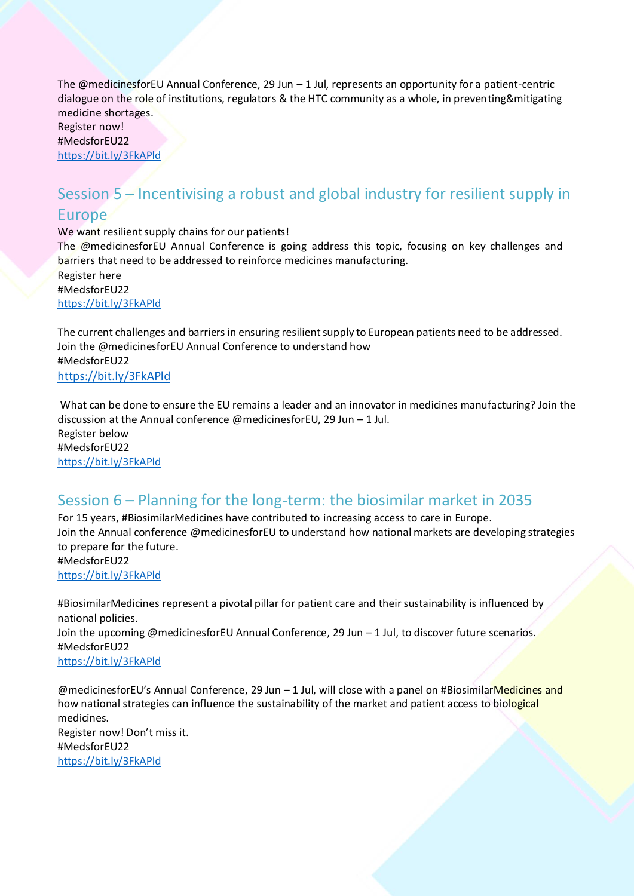The @medicinesforEU Annual Conference, 29 Jun – 1 Jul, represents an opportunity for a patient-centric dialogue on the role of institutions, regulators & the HTC community as a whole, in preventing&mitigating medicine shortages.
Register now!
#MedsforEU22
https://bit.ly/3FkAPld

## Session 5 – Incentivising a robust and global industry for resilient supply in Europe

We want resilient supply chains for our patients!
The @medicinesforEU Annual Conference is going address this topic, focusing on key challenges and barriers that need to be addressed to reinforce medicines manufacturing.
Register here
#MedsforEU22
https://bit.ly/3FkAPld

The current challenges and barriers in ensuring resilient supply to European patients need to be addressed. Join the @medicinesforEU Annual Conference to understand how
#MedsforEU22
https://bit.ly/3FkAPld

What can be done to ensure the EU remains a leader and an innovator in medicines manufacturing? Join the discussion at the Annual conference @medicinesforEU, 29 Jun – 1 Jul.
Register below
#MedsforEU22
https://bit.ly/3FkAPld

## Session 6 – Planning for the long-term: the biosimilar market in 2035

For 15 years, #BiosimilarMedicines have contributed to increasing access to care in Europe.
Join the Annual conference @medicinesforEU to understand how national markets are developing strategies to prepare for the future.
#MedsforEU22
https://bit.ly/3FkAPld

#BiosimilarMedicines represent a pivotal pillar for patient care and their sustainability is influenced by national policies.
Join the upcoming @medicinesforEU Annual Conference, 29 Jun – 1 Jul, to discover future scenarios.
#MedsforEU22
https://bit.ly/3FkAPld

@medicinesforEU's Annual Conference, 29 Jun – 1 Jul, will close with a panel on #BiosimilarMedicines and how national strategies can influence the sustainability of the market and patient access to biological medicines.
Register now! Don't miss it.
#MedsforEU22
https://bit.ly/3FkAPld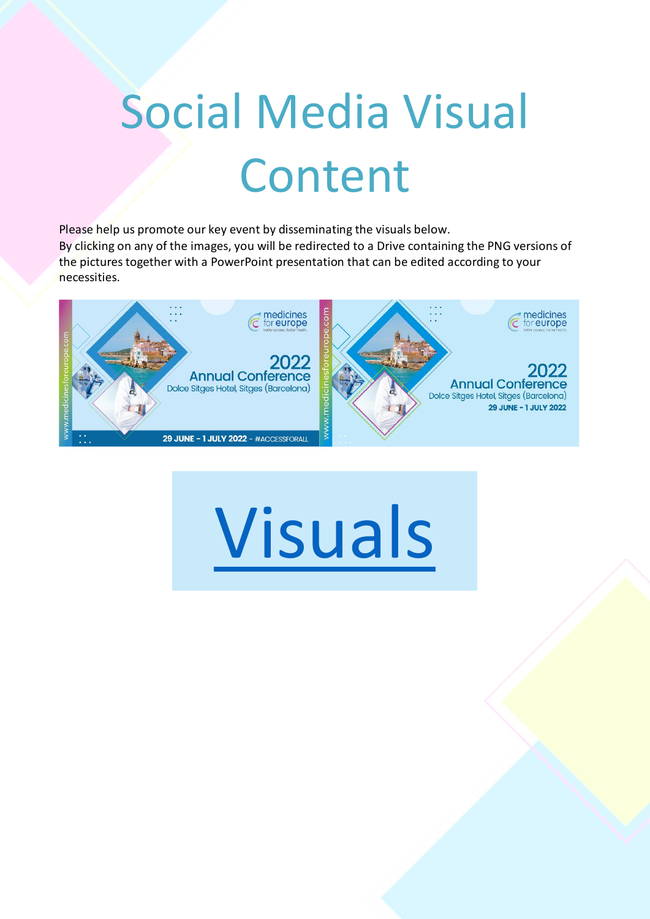# Social Media Visual Content

Please help us promote our key event by disseminating the visuals below.
By clicking on any of the images, you will be redirected to a Drive containing the PNG versions of the pictures together with a PowerPoint presentation that can be edited according to your necessities.

[Visuals]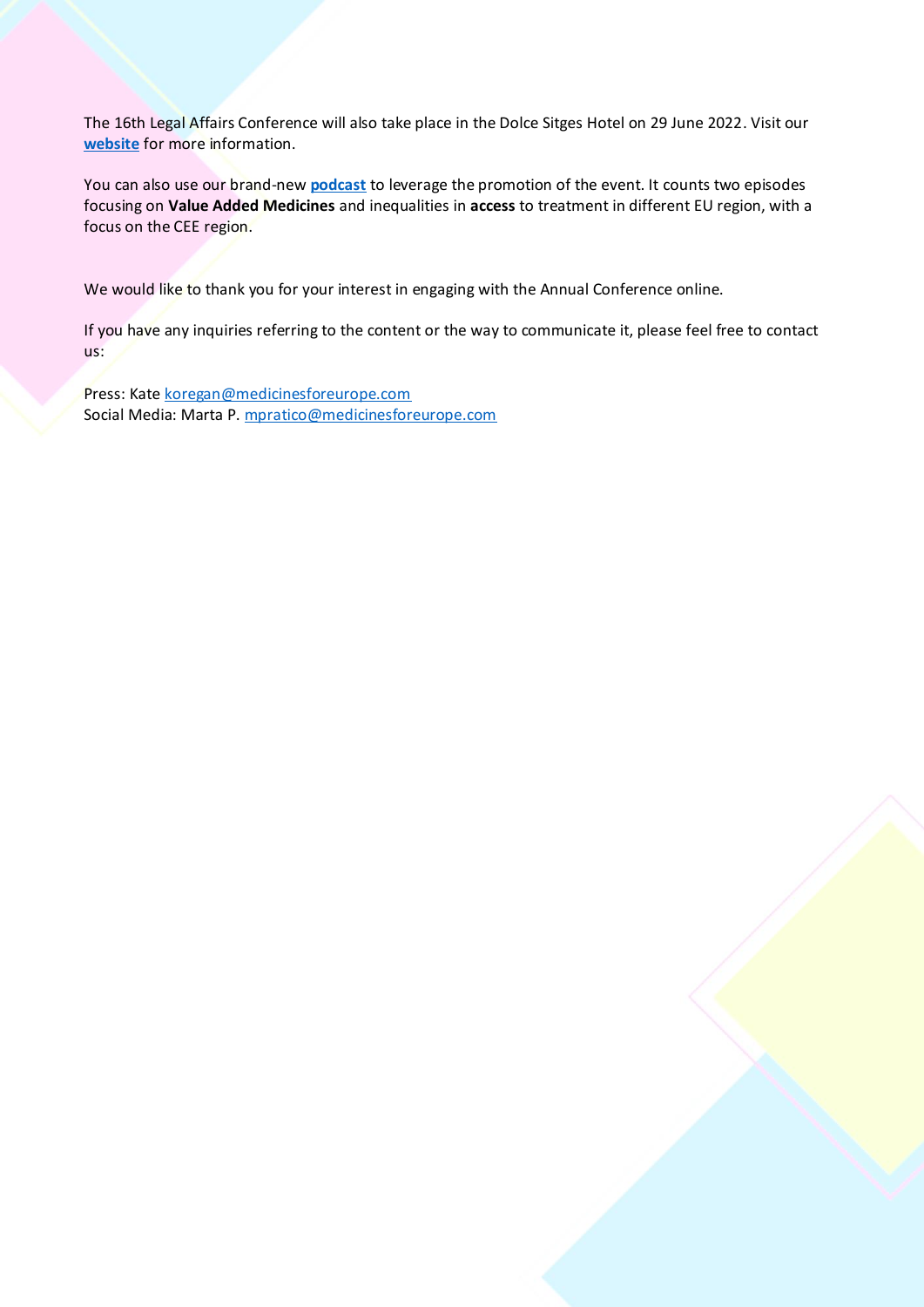The 16th Legal Affairs Conference will also take place in the Dolce Sitges Hotel on 29 June 2022. Visit our **website** for more information.

You can also use our brand-new **podcast** to leverage the promotion of the event. It counts two episodes focusing on **Value Added Medicines** and inequalities in **access** to treatment in different EU region, with a focus on the CEE region.

We would like to thank you for your interest in engaging with the Annual Conference online.

If you have any inquiries referring to the content or the way to communicate it, please feel free to contact us:

Press: Kate koregan@medicinesforeurope.com
Social Media: Marta P. mpratico@medicinesforeurope.com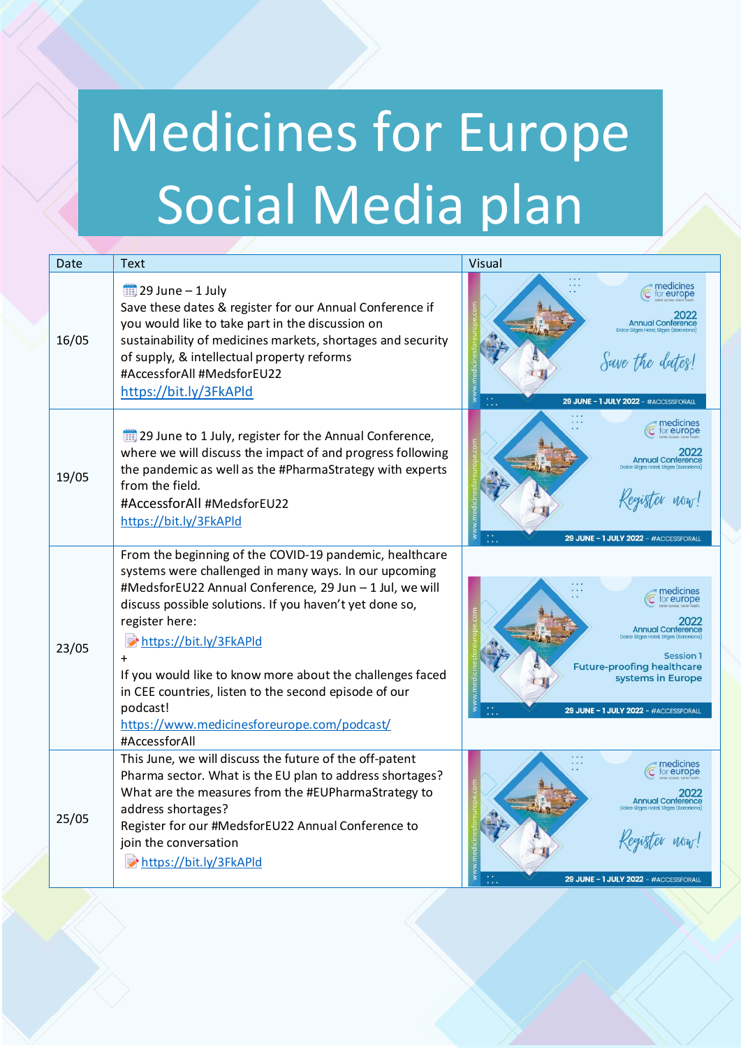# Medicines for Europe Social Media plan

| Date | Text | Visual |
|---|---|---|
| 16/05 | 📅 29 June – 1 July<br>Save these dates & register for our Annual Conference if you would like to take part in the discussion on sustainability of medicines markets, shortages and security of supply, & intellectual property reforms<br>#AccessforAll #MedsforEU22<br>https://bit.ly/3FkAPld | medicines for europe 2022 Annual Conference Dolce Sitges Hotel, Sitges (Barcelona) Save the dates! 29 JUNE – 1 JULY 2022 - #ACCESSFORALL |
| 19/05 | 📅 29 June to 1 July, register for the Annual Conference, where we will discuss the impact of and progress following the pandemic as well as the #PharmaStrategy with experts from the field.<br>#AccessforAll #MedsforEU22<br>https://bit.ly/3FkAPld | medicines for europe 2022 Annual Conference Dolce Sitges Hotel, Sitges (Barcelona) Register now! 29 JUNE – 1 JULY 2022 - #ACCESSFORALL |
| 23/05 | From the beginning of the COVID-19 pandemic, healthcare systems were challenged in many ways. In our upcoming #MedsforEU22 Annual Conference, 29 Jun – 1 Jul, we will discuss possible solutions. If you haven't yet done so, register here:<br>📝 https://bit.ly/3FkAPld<br>+<br>If you would like to know more about the challenges faced in CEE countries, listen to the second episode of our podcast!<br>https://www.medicinesforeurope.com/podcast/<br>#AccessforAll | medicines for europe 2022 Annual Conference Dolce Sitges Hotel, Sitges (Barcelona) Session 1 Future-proofing healthcare systems in Europe 29 JUNE – 1 JULY 2022 - #ACCESSFORALL |
| 25/05 | This June, we will discuss the future of the off-patent Pharma sector. What is the EU plan to address shortages? What are the measures from the #EUPharmaStrategy to address shortages?<br>Register for our #MedsforEU22 Annual Conference to join the conversation<br>📝 https://bit.ly/3FkAPld | medicines for europe 2022 Annual Conference Dolce Sitges Hotel, Sitges (Barcelona) Register now! 29 JUNE – 1 JULY 2022 - #ACCESSFORALL |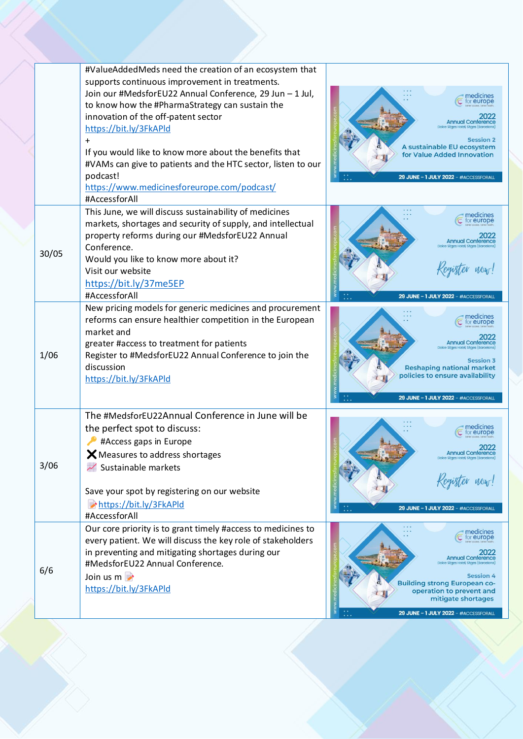| | | |
|---|---|---|
| | #ValueAddedMeds need the creation of an ecosystem that supports continuous improvement in treatments.<br>Join our #MedsforEU22 Annual Conference, 29 Jun – 1 Jul, to know how the #PharmaStrategy can sustain the innovation of the off-patent sector<br>https://bit.ly/3FkAPld<br>+<br>If you would like to know more about the benefits that #VAMs can give to patients and the HTC sector, listen to our podcast!<br>https://www.medicinesforeurope.com/podcast/<br>#AccessforAll | medicines for europe 2022 Annual Conference Dolce Sitges Hotel, Sitges (Barcelona) Session 2 A sustainable EU ecosystem for Value Added Innovation 29 JUNE – 1 JULY 2022 - #ACCESSFORALL |
| 30/05 | This June, we will discuss sustainability of medicines markets, shortages and security of supply, and intellectual property reforms during our #MedsforEU22 Annual Conference.<br>Would you like to know more about it?<br>Visit our website<br>https://bit.ly/37me5EP<br>#AccessforAll | medicines for europe 2022 Annual Conference Dolce Sitges Hotel, Sitges (Barcelona) Register now! 29 JUNE – 1 JULY 2022 - #ACCESSFORALL |
| 1/06 | New pricing models for generic medicines and procurement reforms can ensure healthier competition in the European market and<br>greater #access to treatment for patients<br>Register to #MedsforEU22 Annual Conference to join the discussion<br>https://bit.ly/3FkAPld | medicines for europe 2022 Annual Conference Dolce Sitges Hotel, Sitges (Barcelona) Session 3 Reshaping national market policies to ensure availability 29 JUNE – 1 JULY 2022 - #ACCESSFORALL |
| 3/06 | The #MedsforEU22Annual Conference in June will be the perfect spot to discuss:<br>🔑 #Access gaps in Europe<br>❌ Measures to address shortages<br>📈 Sustainable markets<br><br>Save your spot by registering on our website<br>📝https://bit.ly/3FkAPld<br>#AccessforAll | medicines for europe 2022 Annual Conference Dolce Sitges Hotel, Sitges (Barcelona) Register now! 29 JUNE – 1 JULY 2022 - #ACCESSFORALL |
| 6/6 | Our core priority is to grant timely #access to medicines to every patient. We will discuss the key role of stakeholders in preventing and mitigating shortages during our #MedsforEU22 Annual Conference.<br>Join us m 📝<br>https://bit.ly/3FkAPld | medicines for europe 2022 Annual Conference Dolce Sitges Hotel, Sitges (Barcelona) Session 4 Building strong European co-operation to prevent and mitigate shortages 29 JUNE – 1 JULY 2022 - #ACCESSFORALL |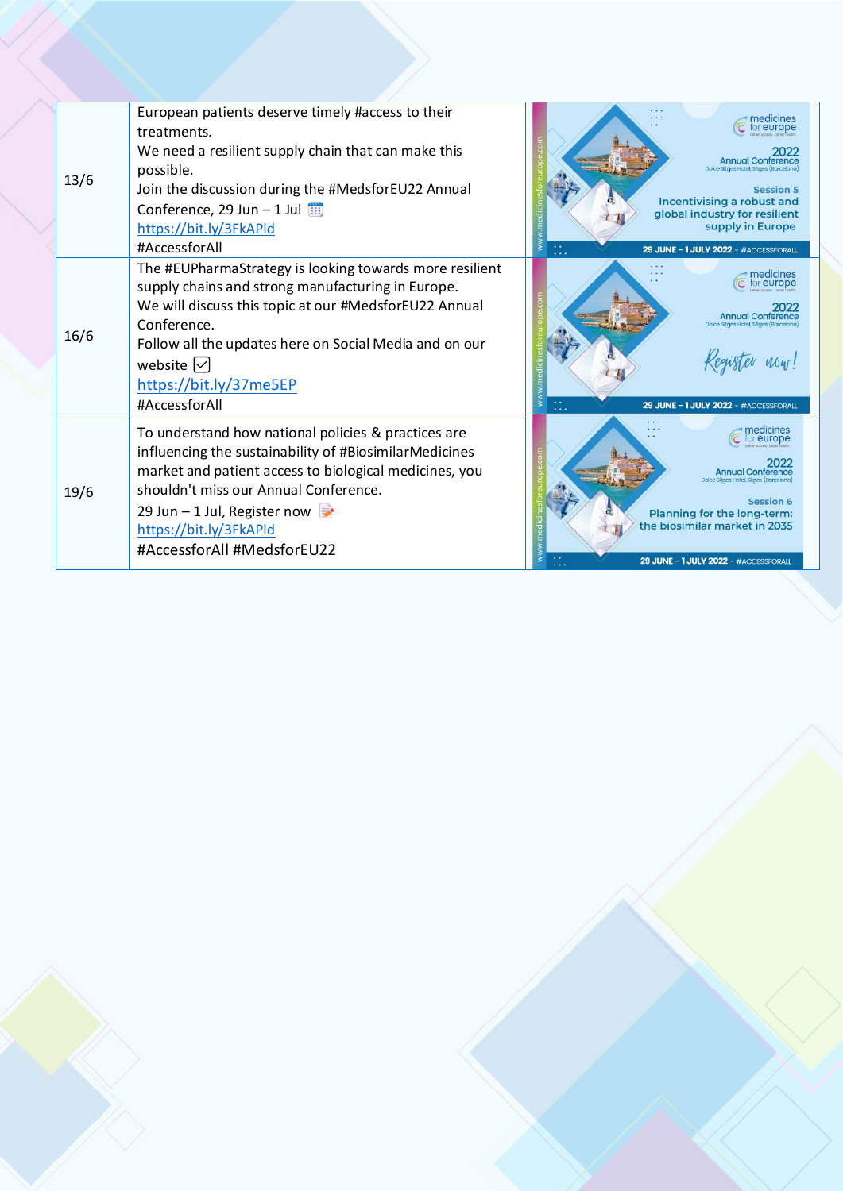| | | |
|---|---|---|
| 13/6 | European patients deserve timely #access to their treatments.<br>We need a resilient supply chain that can make this possible.<br>Join the discussion during the #MedsforEU22 Annual Conference, 29 Jun – 1 Jul 📅<br>https://bit.ly/3FkAPld<br>#AccessforAll | medicines for europe<br>2022 Annual Conference<br>Dolce Sitges Hotel, Sitges (Barcelona)<br>Session 5<br>Incentivising a robust and global industry for resilient supply in Europe<br>29 JUNE – 1 JULY 2022 - #ACCESSFORALL<br>www.medicinesforeurope.com |
| 16/6 | The #EUPharmaStrategy is looking towards more resilient supply chains and strong manufacturing in Europe.<br>We will discuss this topic at our #MedsforEU22 Annual Conference.<br>Follow all the updates here on Social Media and on our website ☑<br>https://bit.ly/37me5EP<br>#AccessforAll | medicines for europe<br>2022 Annual Conference<br>Dolce Sitges Hotel, Sitges (Barcelona)<br>Register now!<br>29 JUNE – 1 JULY 2022 - #ACCESSFORALL<br>www.medicinesforeurope.com |
| 19/6 | To understand how national policies & practices are influencing the sustainability of #BiosimilarMedicines market and patient access to biological medicines, you shouldn't miss our Annual Conference.<br>29 Jun – 1 Jul, Register now 📝<br>https://bit.ly/3FkAPld<br>#AccessforAll #MedsforEU22 | medicines for europe<br>2022 Annual Conference<br>Dolce Sitges Hotel, Sitges (Barcelona)<br>Session 6<br>Planning for the long-term: the biosimilar market in 2035<br>29 JUNE – 1 JULY 2022 - #ACCESSFORALL<br>www.medicinesforeurope.com |